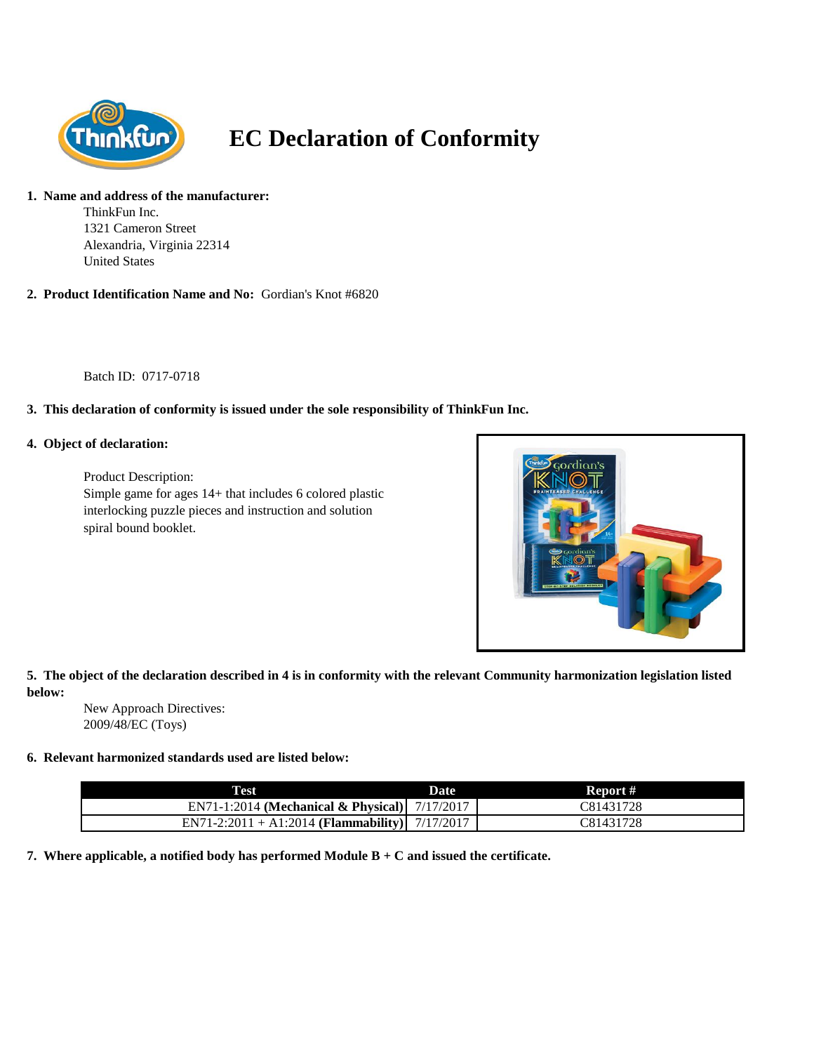# EC Declaration of Conformity

1. **Name and address of the manufacturer:**

   ThinkFun Inc.
   1321 Cameron Street
   Alexandria, Virginia 22314
   United States

2. **Product Identification Name and No:** Gordian's Knot #6820

   Batch ID: 0717-0718

3. **This declaration of conformity is issued under the sole responsibility of ThinkFun Inc.**

4. **Object of declaration:**

   Product Description:
   Simple game for ages 14+ that includes 6 colored plastic interlocking puzzle pieces and instruction and solution spiral bound booklet.

5. **The object of the declaration described in 4 is in conformity with the relevant Community harmonization legislation listed below:**

   New Approach Directives:
   2009/48/EC (Toys)

6. **Relevant harmonized standards used are listed below:**

| Test | Date | Report # |
|---|---|---|
| EN71-1:2014 **(Mechanical & Physical)** | 7/17/2017 | C81431728 |
| EN71-2:2011 + A1:2014 **(Flammability)** | 7/17/2017 | C81431728 |

7. **Where applicable, a notified body has performed Module B + C and issued the certificate.**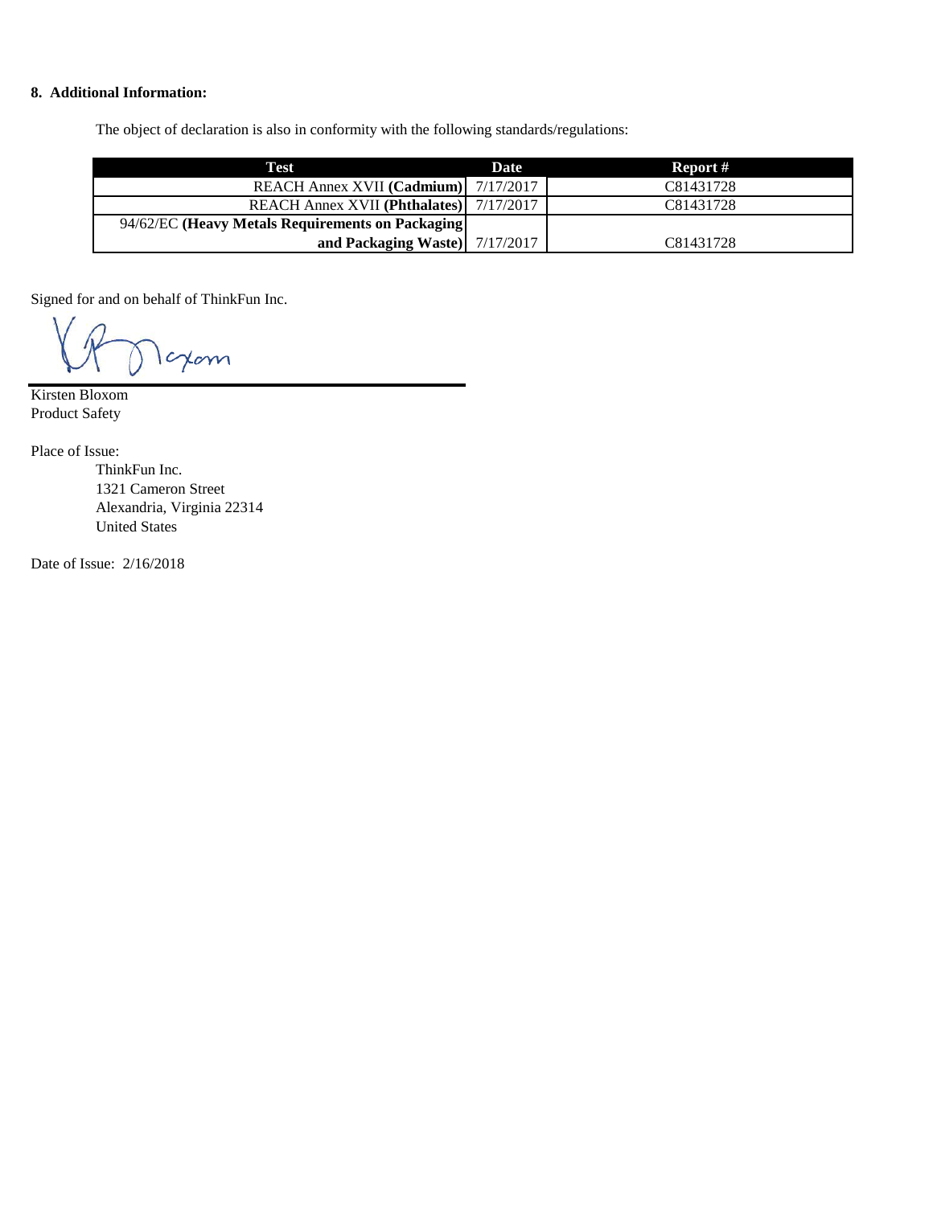**8. Additional Information:**

The object of declaration is also in conformity with the following standards/regulations:

| Test | Date | Report # |
|---|---|---|
| REACH Annex XVII **(Cadmium)** | 7/17/2017 | C81431728 |
| REACH Annex XVII **(Phthalates)** | 7/17/2017 | C81431728 |
| 94/62/EC **(Heavy Metals Requirements on Packaging and Packaging Waste)** | 7/17/2017 | C81431728 |

Signed for and on behalf of ThinkFun Inc.

Kirsten Bloxom
Product Safety

Place of Issue:

ThinkFun Inc.
1321 Cameron Street
Alexandria, Virginia 22314
United States

Date of Issue: 2/16/2018